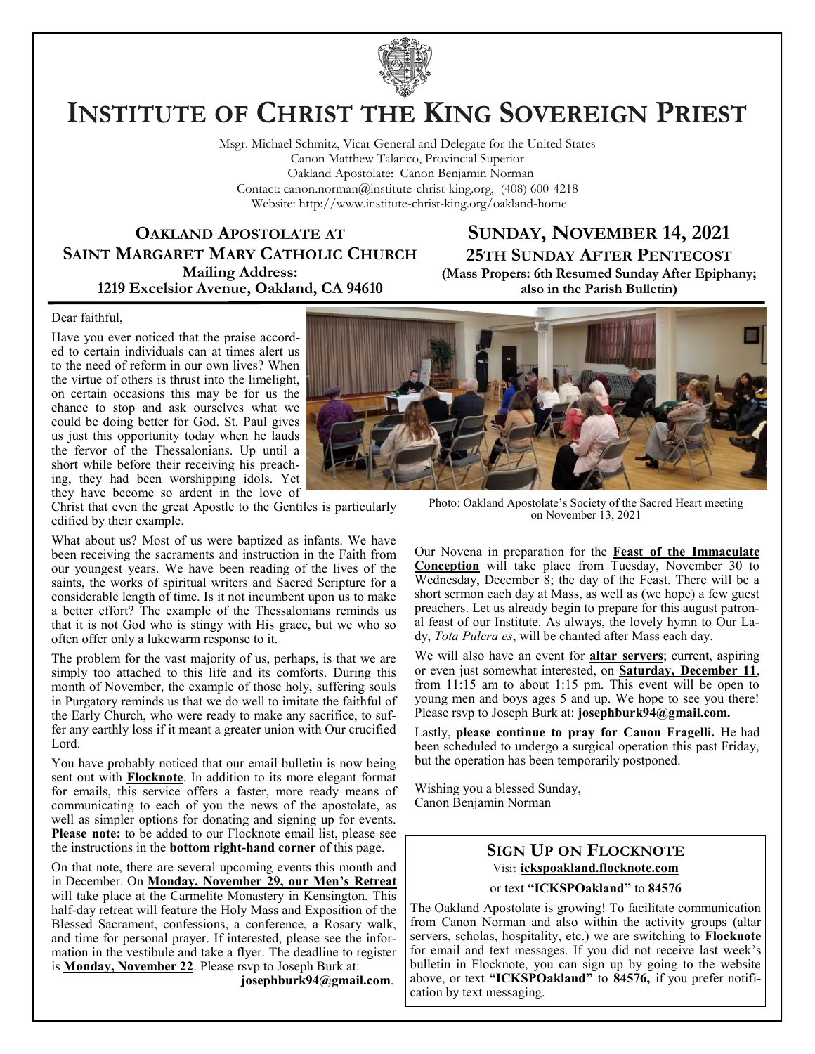# INSTITUTE OF CHRIST THE KING SOVEREIGN PRIEST

Msgr. Michael Schmitz, Vicar General and Delegate for the United States
Canon Matthew Talarico, Provincial Superior
Oakland Apostolate: Canon Benjamin Norman
Contact: canon.norman@institute-christ-king.org, (408) 600-4218
Website: http://www.institute-christ-king.org/oakland-home

## OAKLAND APOSTOLATE AT SAINT MARGARET MARY CATHOLIC CHURCH

**Mailing Address:**
**1219 Excelsior Avenue, Oakland, CA 94610**

## SUNDAY, NOVEMBER 14, 2021

### 25TH SUNDAY AFTER PENTECOST

**(Mass Propers: 6th Resumed Sunday After Epiphany; also in the Parish Bulletin)**

Dear faithful,

Have you ever noticed that the praise accorded to certain individuals can at times alert us to the need of reform in our own lives? When the virtue of others is thrust into the limelight, on certain occasions this may be for us the chance to stop and ask ourselves what we could be doing better for God. St. Paul gives us just this opportunity today when he lauds the fervor of the Thessalonians. Up until a short while before their receiving his preaching, they had been worshipping idols. Yet they have become so ardent in the love of Christ that even the great Apostle to the Gentiles is particularly edified by their example.

What about us? Most of us were baptized as infants. We have been receiving the sacraments and instruction in the Faith from our youngest years. We have been reading of the lives of the saints, the works of spiritual writers and Sacred Scripture for a considerable length of time. Is it not incumbent upon us to make a better effort? The example of the Thessalonians reminds us that it is not God who is stingy with His grace, but we who so often offer only a lukewarm response to it.

The problem for the vast majority of us, perhaps, is that we are simply too attached to this life and its comforts. During this month of November, the example of those holy, suffering souls in Purgatory reminds us that we do well to imitate the faithful of the Early Church, who were ready to make any sacrifice, to suffer any earthly loss if it meant a greater union with Our crucified Lord.

You have probably noticed that our email bulletin is now being sent out with **Flocknote**. In addition to its more elegant format for emails, this service offers a faster, more ready means of communicating to each of you the news of the apostolate, as well as simpler options for donating and signing up for events. **Please note:** to be added to our Flocknote email list, please see the instructions in the **bottom right-hand corner** of this page.

On that note, there are several upcoming events this month and in December. On **Monday, November 29, our Men's Retreat** will take place at the Carmelite Monastery in Kensington. This half-day retreat will feature the Holy Mass and Exposition of the Blessed Sacrament, confessions, a conference, a Rosary walk, and time for personal prayer. If interested, please see the information in the vestibule and take a flyer. The deadline to register is **Monday, November 22**. Please rsvp to Joseph Burk at: **josephburk94@gmail.com**.

Photo: Oakland Apostolate's Society of the Sacred Heart meeting on November 13, 2021

Our Novena in preparation for the **Feast of the Immaculate Conception** will take place from Tuesday, November 30 to Wednesday, December 8; the day of the Feast. There will be a short sermon each day at Mass, as well as (we hope) a few guest preachers. Let us already begin to prepare for this august patronal feast of our Institute. As always, the lovely hymn to Our Lady, *Tota Pulcra es*, will be chanted after Mass each day.

We will also have an event for **altar servers**; current, aspiring or even just somewhat interested, on **Saturday, December 11**, from 11:15 am to about 1:15 pm. This event will be open to young men and boys ages 5 and up. We hope to see you there! Please rsvp to Joseph Burk at: **josephburk94@gmail.com.**

Lastly, **please continue to pray for Canon Fragelli.** He had been scheduled to undergo a surgical operation this past Friday, but the operation has been temporarily postponed.

Wishing you a blessed Sunday,
Canon Benjamin Norman

## SIGN UP ON FLOCKNOTE

Visit **ickspoakland.flocknote.com**

or text **"ICKSPOakland"** to **84576**

The Oakland Apostolate is growing! To facilitate communication from Canon Norman and also within the activity groups (altar servers, scholas, hospitality, etc.) we are switching to **Flocknote** for email and text messages. If you did not receive last week's bulletin in Flocknote, you can sign up by going to the website above, or text **"ICKSPOakland"** to **84576,** if you prefer notification by text messaging.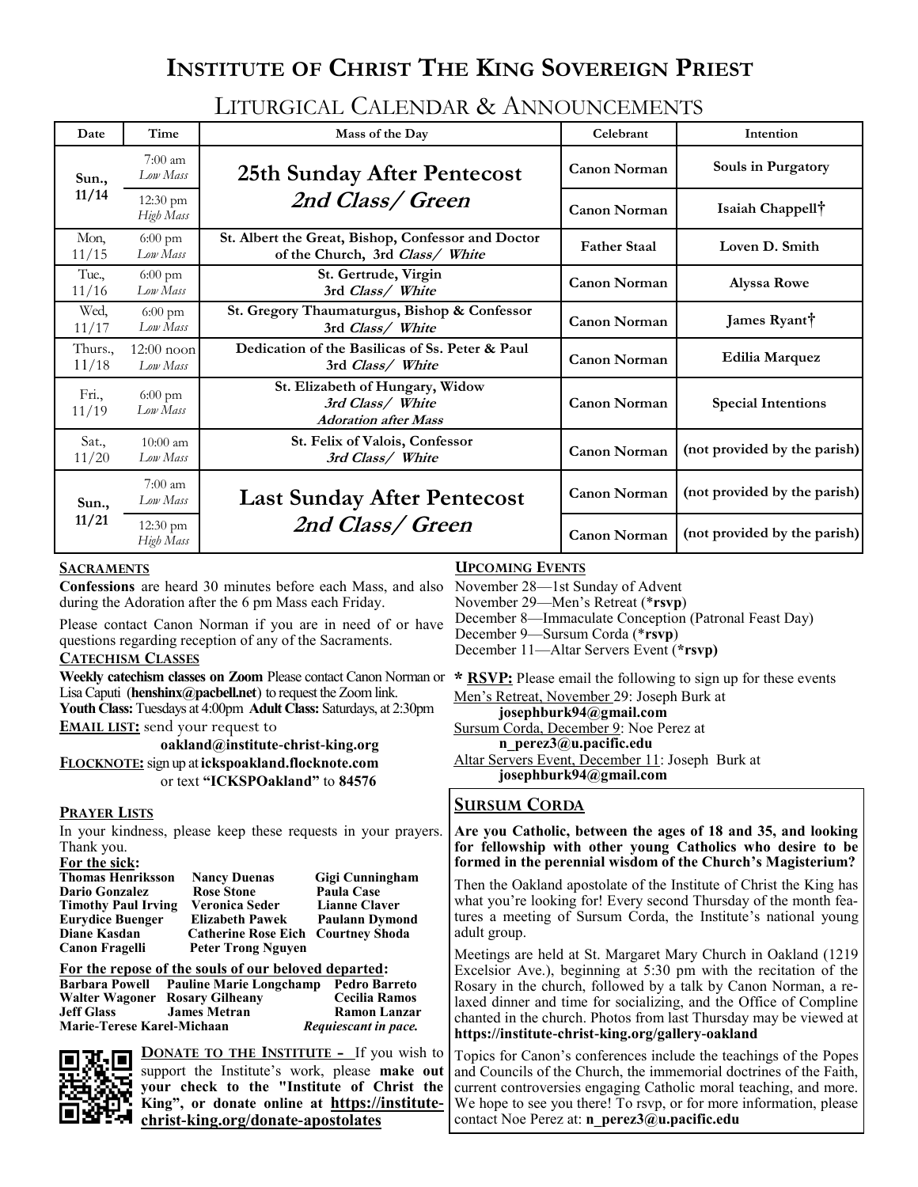# Institute of Christ The King Sovereign Priest

## Liturgical Calendar & Announcements

| Date | Time | Mass of the Day | Celebrant | Intention |
|---|---|---|---|---|
| **Sun., 11/14** | 7:00 am *Low Mass* | **25th Sunday After Pentecost** ***2nd Class/ Green*** | **Canon Norman** | **Souls in Purgatory** |
| | 12:30 pm *High Mass* | | **Canon Norman** | **Isaiah Chappell†** |
| Mon, 11/15 | 6:00 pm *Low Mass* | **St. Albert the Great, Bishop, Confessor and Doctor of the Church, 3rd *Class/ White*** | **Father Staal** | **Loven D. Smith** |
| Tue., 11/16 | 6:00 pm *Low Mass* | **St. Gertrude, Virgin** **3rd *Class/ White*** | **Canon Norman** | **Alyssa Rowe** |
| Wed, 11/17 | 6:00 pm *Low Mass* | **St. Gregory Thaumaturgus, Bishop & Confessor** **3rd *Class/ White*** | **Canon Norman** | **James Ryant†** |
| Thurs., 11/18 | 12:00 noon *Low Mass* | **Dedication of the Basilicas of Ss. Peter & Paul** **3rd *Class/ White*** | **Canon Norman** | **Edilia Marquez** |
| Fri., 11/19 | 6:00 pm *Low Mass* | **St. Elizabeth of Hungary, Widow** ***3rd Class/ White*** ***Adoration after Mass*** | **Canon Norman** | **Special Intentions** |
| Sat., 11/20 | 10:00 am *Low Mass* | **St. Felix of Valois, Confessor** ***3rd Class/ White*** | **Canon Norman** | **(not provided by the parish)** |
| **Sun., 11/21** | 7:00 am *Low Mass* | **Last Sunday After Pentecost** ***2nd Class/ Green*** | **Canon Norman** | **(not provided by the parish)** |
| | 12:30 pm *High Mass* | | **Canon Norman** | **(not provided by the parish)** |

### Sacraments

**Confessions** are heard 30 minutes before each Mass, and also during the Adoration after the 6 pm Mass each Friday.

Please contact Canon Norman if you are in need of or have questions regarding reception of any of the Sacraments.

### Catechism Classes

**Weekly catechism classes on Zoom** Please contact Canon Norman or Lisa Caputi (**henshinx@pacbell.net**) to request the Zoom link.
**Youth Class:** Tuesdays at 4:00pm **Adult Class:** Saturdays, at 2:30pm

**Email list:** send your request to
**oakland@institute-christ-king.org**

**Flocknote:** sign up at **ickspoakland.flocknote.com** or text **"ICKSPOakland"** to **84576**

### Prayer Lists

In your kindness, please keep these requests in your prayers. Thank you.

**For the sick:**

**Thomas Henriksson, Nancy Duenas, Gigi Cunningham, Dario Gonzalez, Rose Stone, Paula Case, Timothy Paul Irving, Veronica Seder, Lianne Claver, Eurydice Buenger, Elizabeth Pawek, Paulann Dymond, Diane Kasdan, Catherine Rose Eich, Courtney Shoda, Canon Fragelli, Peter Trong Nguyen**

**For the repose of the souls of our beloved departed:**

**Barbara Powell, Pauline Marie Longchamp, Pedro Barreto, Walter Wagoner, Rosary Gilheany, Cecilia Ramos, Jeff Glass, James Metran, Ramon Lanzar, Marie-Terese Karel-Michaan**

***Requiescant in pace.***

**Donate to the Institute -** If you wish to support the Institute's work, please **make out your check to the "Institute of Christ the King", or donate online at https://institute-christ-king.org/donate-apostolates**

### Upcoming Events

November 28—1st Sunday of Advent
November 29—Men's Retreat (\***rsvp**)
December 8—Immaculate Conception (Patronal Feast Day)
December 9—Sursum Corda (\***rsvp**)
December 11—Altar Servers Event (**\*rsvp)**

\* **RSVP:** Please email the following to sign up for these events

Men's Retreat, November 29: Joseph Burk at **josephburk94@gmail.com**
Sursum Corda, December 9: Noe Perez at **n_perez3@u.pacific.edu**
Altar Servers Event, December 11: Joseph Burk at **josephburk94@gmail.com**

### Sursum Corda

**Are you Catholic, between the ages of 18 and 35, and looking for fellowship with other young Catholics who desire to be formed in the perennial wisdom of the Church's Magisterium?**

Then the Oakland apostolate of the Institute of Christ the King has what you're looking for! Every second Thursday of the month features a meeting of Sursum Corda, the Institute's national young adult group.

Meetings are held at St. Margaret Mary Church in Oakland (1219 Excelsior Ave.), beginning at 5:30 pm with the recitation of the Rosary in the church, followed by a talk by Canon Norman, a relaxed dinner and time for socializing, and the Office of Compline chanted in the church. Photos from last Thursday may be viewed at **https://institute-christ-king.org/gallery-oakland**

Topics for Canon's conferences include the teachings of the Popes and Councils of the Church, the immemorial doctrines of the Faith, current controversies engaging Catholic moral teaching, and more. We hope to see you there! To rsvp, or for more information, please contact Noe Perez at: **n_perez3@u.pacific.edu**